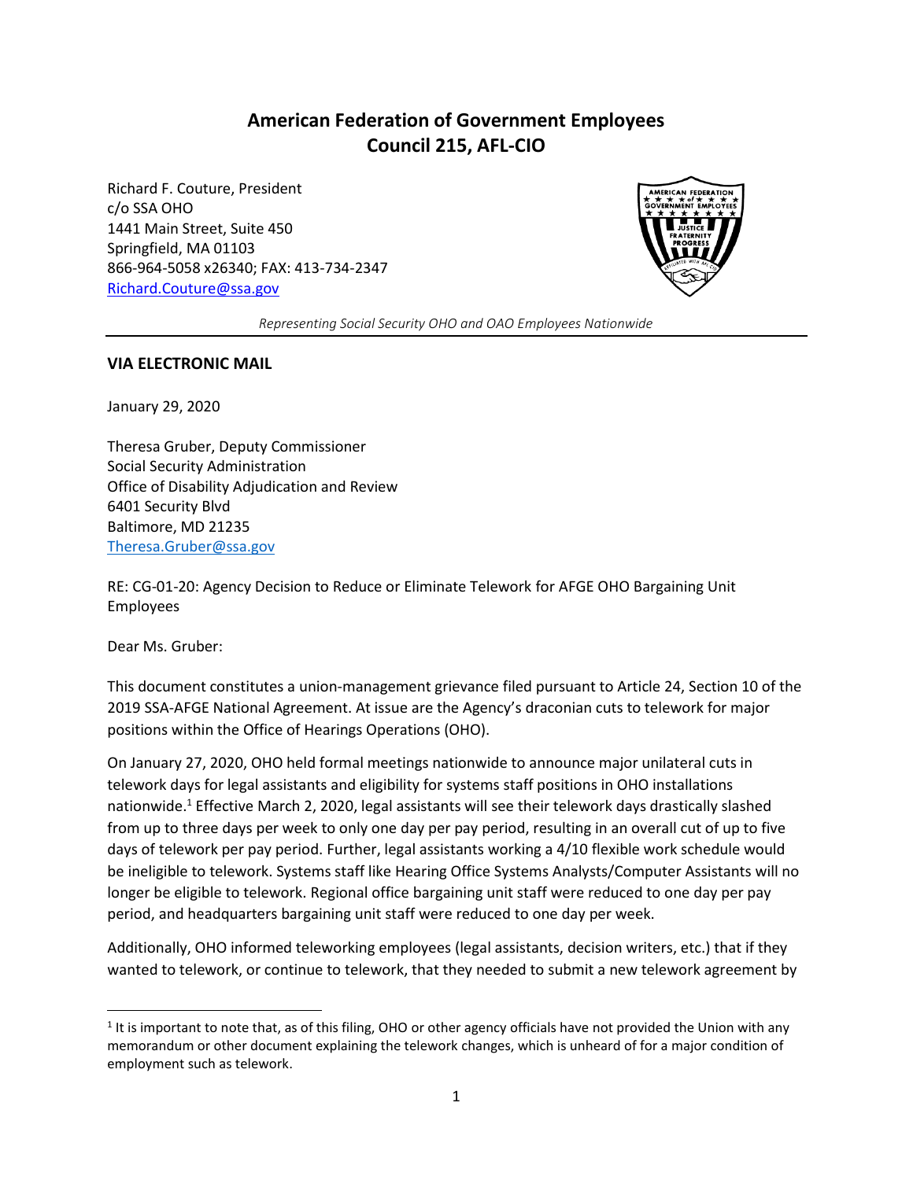# American Federation of Government Employees
# Council 215, AFL-CIO

Richard F. Couture, President
c/o SSA OHO
1441 Main Street, Suite 450
Springfield, MA 01103
866-964-5058 x26340; FAX: 413-734-2347
Richard.Couture@ssa.gov

*Representing Social Security OHO and OAO Employees Nationwide*

---

**VIA ELECTRONIC MAIL**

January 29, 2020

Theresa Gruber, Deputy Commissioner
Social Security Administration
Office of Disability Adjudication and Review
6401 Security Blvd
Baltimore, MD 21235
Theresa.Gruber@ssa.gov

RE: CG-01-20: Agency Decision to Reduce or Eliminate Telework for AFGE OHO Bargaining Unit Employees

Dear Ms. Gruber:

This document constitutes a union-management grievance filed pursuant to Article 24, Section 10 of the 2019 SSA-AFGE National Agreement. At issue are the Agency's draconian cuts to telework for major positions within the Office of Hearings Operations (OHO).

On January 27, 2020, OHO held formal meetings nationwide to announce major unilateral cuts in telework days for legal assistants and eligibility for systems staff positions in OHO installations nationwide.[1] Effective March 2, 2020, legal assistants will see their telework days drastically slashed from up to three days per week to only one day per pay period, resulting in an overall cut of up to five days of telework per pay period. Further, legal assistants working a 4/10 flexible work schedule would be ineligible to telework. Systems staff like Hearing Office Systems Analysts/Computer Assistants will no longer be eligible to telework. Regional office bargaining unit staff were reduced to one day per pay period, and headquarters bargaining unit staff were reduced to one day per week.

Additionally, OHO informed teleworking employees (legal assistants, decision writers, etc.) that if they wanted to telework, or continue to telework, that they needed to submit a new telework agreement by

[1] It is important to note that, as of this filing, OHO or other agency officials have not provided the Union with any memorandum or other document explaining the telework changes, which is unheard of for a major condition of employment such as telework.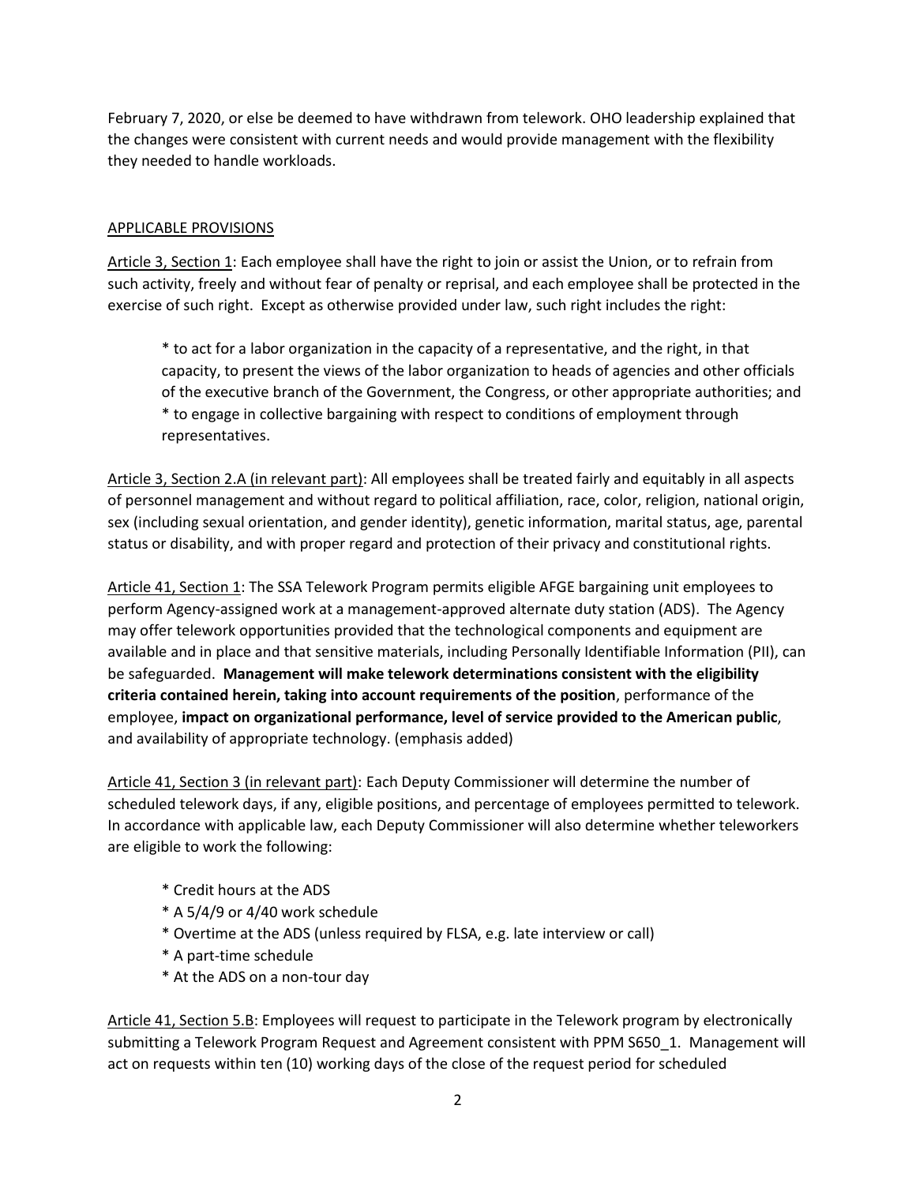February 7, 2020, or else be deemed to have withdrawn from telework. OHO leadership explained that the changes were consistent with current needs and would provide management with the flexibility they needed to handle workloads.

APPLICABLE PROVISIONS

Article 3, Section 1: Each employee shall have the right to join or assist the Union, or to refrain from such activity, freely and without fear of penalty or reprisal, and each employee shall be protected in the exercise of such right. Except as otherwise provided under law, such right includes the right:

> * to act for a labor organization in the capacity of a representative, and the right, in that capacity, to present the views of the labor organization to heads of agencies and other officials of the executive branch of the Government, the Congress, or other appropriate authorities; and
> * to engage in collective bargaining with respect to conditions of employment through representatives.

Article 3, Section 2.A (in relevant part): All employees shall be treated fairly and equitably in all aspects of personnel management and without regard to political affiliation, race, color, religion, national origin, sex (including sexual orientation, and gender identity), genetic information, marital status, age, parental status or disability, and with proper regard and protection of their privacy and constitutional rights.

Article 41, Section 1: The SSA Telework Program permits eligible AFGE bargaining unit employees to perform Agency-assigned work at a management-approved alternate duty station (ADS). The Agency may offer telework opportunities provided that the technological components and equipment are available and in place and that sensitive materials, including Personally Identifiable Information (PII), can be safeguarded. **Management will make telework determinations consistent with the eligibility criteria contained herein, taking into account requirements of the position**, performance of the employee, **impact on organizational performance, level of service provided to the American public**, and availability of appropriate technology. (emphasis added)

Article 41, Section 3 (in relevant part): Each Deputy Commissioner will determine the number of scheduled telework days, if any, eligible positions, and percentage of employees permitted to telework. In accordance with applicable law, each Deputy Commissioner will also determine whether teleworkers are eligible to work the following:

> * Credit hours at the ADS
> * A 5/4/9 or 4/40 work schedule
> * Overtime at the ADS (unless required by FLSA, e.g. late interview or call)
> * A part-time schedule
> * At the ADS on a non-tour day

Article 41, Section 5.B: Employees will request to participate in the Telework program by electronically submitting a Telework Program Request and Agreement consistent with PPM S650_1. Management will act on requests within ten (10) working days of the close of the request period for scheduled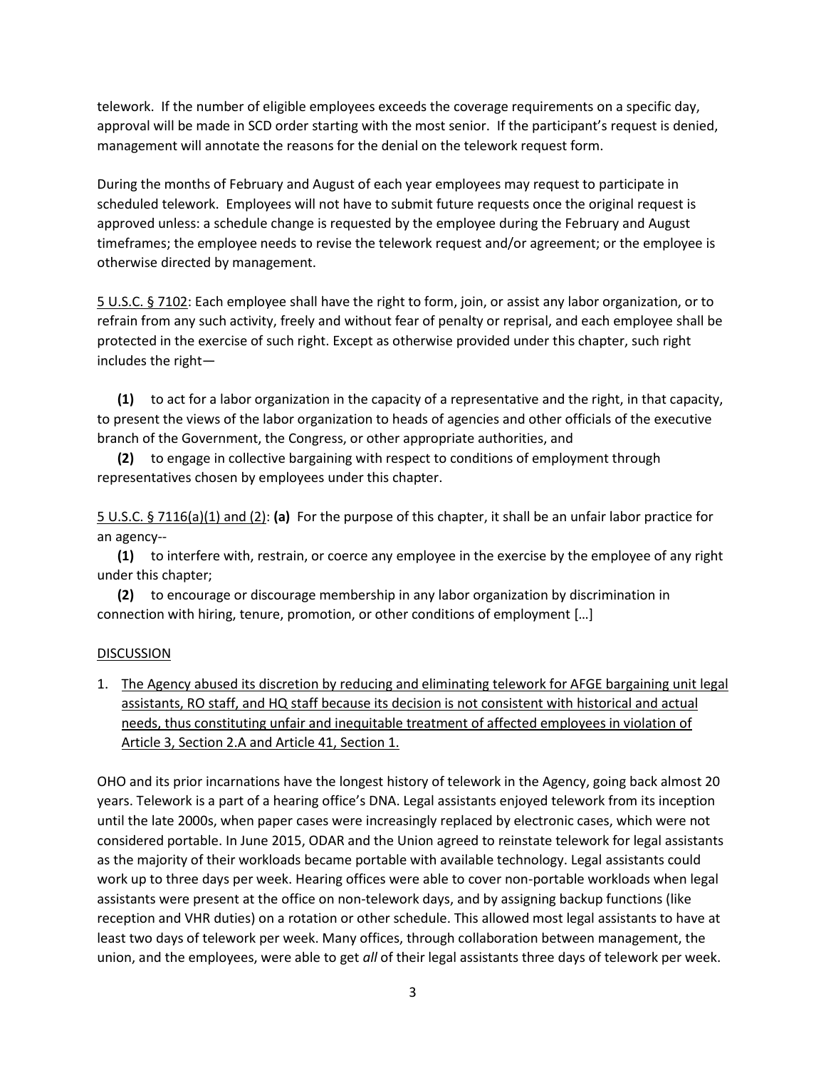telework. If the number of eligible employees exceeds the coverage requirements on a specific day, approval will be made in SCD order starting with the most senior. If the participant's request is denied, management will annotate the reasons for the denial on the telework request form.

During the months of February and August of each year employees may request to participate in scheduled telework. Employees will not have to submit future requests once the original request is approved unless: a schedule change is requested by the employee during the February and August timeframes; the employee needs to revise the telework request and/or agreement; or the employee is otherwise directed by management.

<u>5 U.S.C. § 7102</u>: Each employee shall have the right to form, join, or assist any labor organization, or to refrain from any such activity, freely and without fear of penalty or reprisal, and each employee shall be protected in the exercise of such right. Except as otherwise provided under this chapter, such right includes the right—

**(1)** to act for a labor organization in the capacity of a representative and the right, in that capacity, to present the views of the labor organization to heads of agencies and other officials of the executive branch of the Government, the Congress, or other appropriate authorities, and

**(2)** to engage in collective bargaining with respect to conditions of employment through representatives chosen by employees under this chapter.

<u>5 U.S.C. § 7116(a)(1) and (2)</u>: **(a)** For the purpose of this chapter, it shall be an unfair labor practice for an agency--

**(1)** to interfere with, restrain, or coerce any employee in the exercise by the employee of any right under this chapter;

**(2)** to encourage or discourage membership in any labor organization by discrimination in connection with hiring, tenure, promotion, or other conditions of employment […]

<u>DISCUSSION</u>

1. <u>The Agency abused its discretion by reducing and eliminating telework for AFGE bargaining unit legal assistants, RO staff, and HQ staff because its decision is not consistent with historical and actual needs, thus constituting unfair and inequitable treatment of affected employees in violation of Article 3, Section 2.A and Article 41, Section 1.</u>

OHO and its prior incarnations have the longest history of telework in the Agency, going back almost 20 years. Telework is a part of a hearing office's DNA. Legal assistants enjoyed telework from its inception until the late 2000s, when paper cases were increasingly replaced by electronic cases, which were not considered portable. In June 2015, ODAR and the Union agreed to reinstate telework for legal assistants as the majority of their workloads became portable with available technology. Legal assistants could work up to three days per week. Hearing offices were able to cover non-portable workloads when legal assistants were present at the office on non-telework days, and by assigning backup functions (like reception and VHR duties) on a rotation or other schedule. This allowed most legal assistants to have at least two days of telework per week. Many offices, through collaboration between management, the union, and the employees, were able to get *all* of their legal assistants three days of telework per week.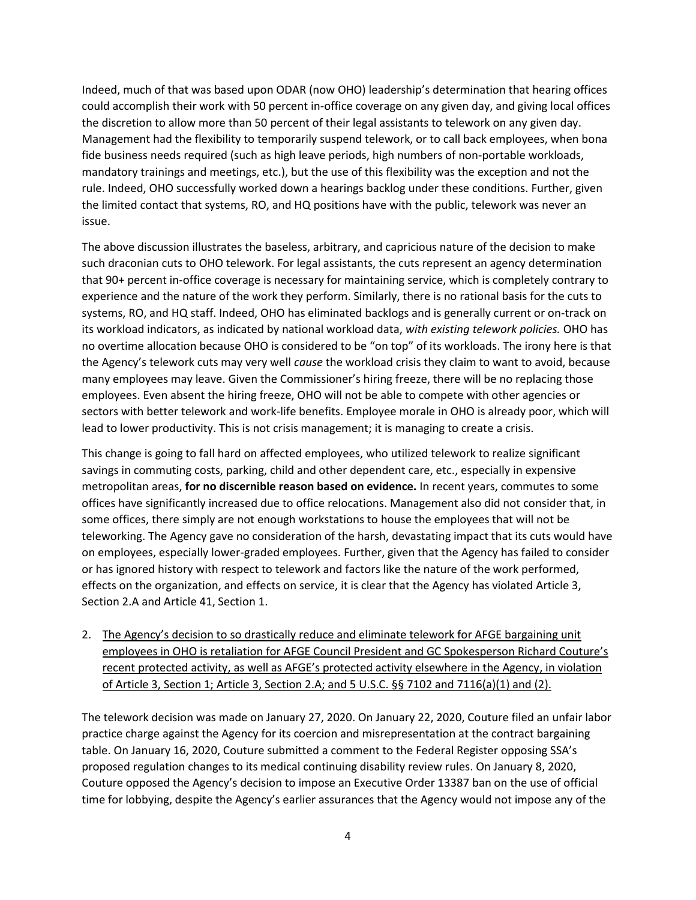Indeed, much of that was based upon ODAR (now OHO) leadership's determination that hearing offices could accomplish their work with 50 percent in-office coverage on any given day, and giving local offices the discretion to allow more than 50 percent of their legal assistants to telework on any given day. Management had the flexibility to temporarily suspend telework, or to call back employees, when bona fide business needs required (such as high leave periods, high numbers of non-portable workloads, mandatory trainings and meetings, etc.), but the use of this flexibility was the exception and not the rule. Indeed, OHO successfully worked down a hearings backlog under these conditions. Further, given the limited contact that systems, RO, and HQ positions have with the public, telework was never an issue.

The above discussion illustrates the baseless, arbitrary, and capricious nature of the decision to make such draconian cuts to OHO telework. For legal assistants, the cuts represent an agency determination that 90+ percent in-office coverage is necessary for maintaining service, which is completely contrary to experience and the nature of the work they perform. Similarly, there is no rational basis for the cuts to systems, RO, and HQ staff. Indeed, OHO has eliminated backlogs and is generally current or on-track on its workload indicators, as indicated by national workload data, *with existing telework policies.* OHO has no overtime allocation because OHO is considered to be "on top" of its workloads. The irony here is that the Agency's telework cuts may very well *cause* the workload crisis they claim to want to avoid, because many employees may leave. Given the Commissioner's hiring freeze, there will be no replacing those employees. Even absent the hiring freeze, OHO will not be able to compete with other agencies or sectors with better telework and work-life benefits. Employee morale in OHO is already poor, which will lead to lower productivity. This is not crisis management; it is managing to create a crisis.

This change is going to fall hard on affected employees, who utilized telework to realize significant savings in commuting costs, parking, child and other dependent care, etc., especially in expensive metropolitan areas, **for no discernible reason based on evidence.** In recent years, commutes to some offices have significantly increased due to office relocations. Management also did not consider that, in some offices, there simply are not enough workstations to house the employees that will not be teleworking. The Agency gave no consideration of the harsh, devastating impact that its cuts would have on employees, especially lower-graded employees. Further, given that the Agency has failed to consider or has ignored history with respect to telework and factors like the nature of the work performed, effects on the organization, and effects on service, it is clear that the Agency has violated Article 3, Section 2.A and Article 41, Section 1.

2. <u>The Agency's decision to so drastically reduce and eliminate telework for AFGE bargaining unit employees in OHO is retaliation for AFGE Council President and GC Spokesperson Richard Couture's recent protected activity, as well as AFGE's protected activity elsewhere in the Agency, in violation of Article 3, Section 1; Article 3, Section 2.A; and 5 U.S.C. §§ 7102 and 7116(a)(1) and (2).</u>

The telework decision was made on January 27, 2020. On January 22, 2020, Couture filed an unfair labor practice charge against the Agency for its coercion and misrepresentation at the contract bargaining table. On January 16, 2020, Couture submitted a comment to the Federal Register opposing SSA's proposed regulation changes to its medical continuing disability review rules. On January 8, 2020, Couture opposed the Agency's decision to impose an Executive Order 13387 ban on the use of official time for lobbying, despite the Agency's earlier assurances that the Agency would not impose any of the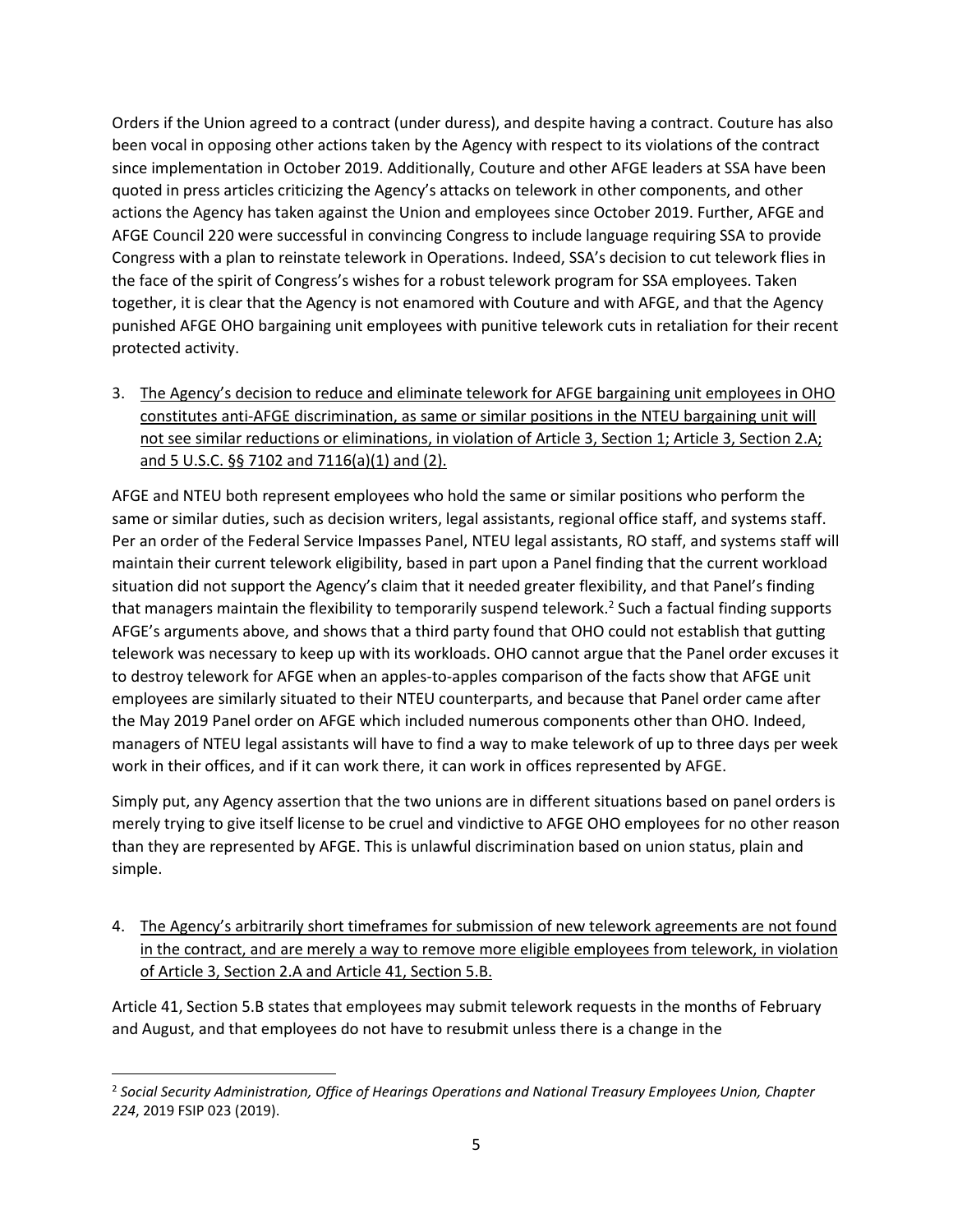Orders if the Union agreed to a contract (under duress), and despite having a contract. Couture has also been vocal in opposing other actions taken by the Agency with respect to its violations of the contract since implementation in October 2019. Additionally, Couture and other AFGE leaders at SSA have been quoted in press articles criticizing the Agency's attacks on telework in other components, and other actions the Agency has taken against the Union and employees since October 2019. Further, AFGE and AFGE Council 220 were successful in convincing Congress to include language requiring SSA to provide Congress with a plan to reinstate telework in Operations. Indeed, SSA's decision to cut telework flies in the face of the spirit of Congress's wishes for a robust telework program for SSA employees. Taken together, it is clear that the Agency is not enamored with Couture and with AFGE, and that the Agency punished AFGE OHO bargaining unit employees with punitive telework cuts in retaliation for their recent protected activity.

3. <u>The Agency's decision to reduce and eliminate telework for AFGE bargaining unit employees in OHO constitutes anti-AFGE discrimination, as same or similar positions in the NTEU bargaining unit will not see similar reductions or eliminations, in violation of Article 3, Section 1; Article 3, Section 2.A; and 5 U.S.C. §§ 7102 and 7116(a)(1) and (2).</u>

AFGE and NTEU both represent employees who hold the same or similar positions who perform the same or similar duties, such as decision writers, legal assistants, regional office staff, and systems staff. Per an order of the Federal Service Impasses Panel, NTEU legal assistants, RO staff, and systems staff will maintain their current telework eligibility, based in part upon a Panel finding that the current workload situation did not support the Agency's claim that it needed greater flexibility, and that Panel's finding that managers maintain the flexibility to temporarily suspend telework.[2] Such a factual finding supports AFGE's arguments above, and shows that a third party found that OHO could not establish that gutting telework was necessary to keep up with its workloads. OHO cannot argue that the Panel order excuses it to destroy telework for AFGE when an apples-to-apples comparison of the facts show that AFGE unit employees are similarly situated to their NTEU counterparts, and because that Panel order came after the May 2019 Panel order on AFGE which included numerous components other than OHO. Indeed, managers of NTEU legal assistants will have to find a way to make telework of up to three days per week work in their offices, and if it can work there, it can work in offices represented by AFGE.

Simply put, any Agency assertion that the two unions are in different situations based on panel orders is merely trying to give itself license to be cruel and vindictive to AFGE OHO employees for no other reason than they are represented by AFGE. This is unlawful discrimination based on union status, plain and simple.

4. <u>The Agency's arbitrarily short timeframes for submission of new telework agreements are not found in the contract, and are merely a way to remove more eligible employees from telework, in violation of Article 3, Section 2.A and Article 41, Section 5.B.</u>

Article 41, Section 5.B states that employees may submit telework requests in the months of February and August, and that employees do not have to resubmit unless there is a change in the

---

[2] *Social Security Administration, Office of Hearings Operations and National Treasury Employees Union, Chapter 224*, 2019 FSIP 023 (2019).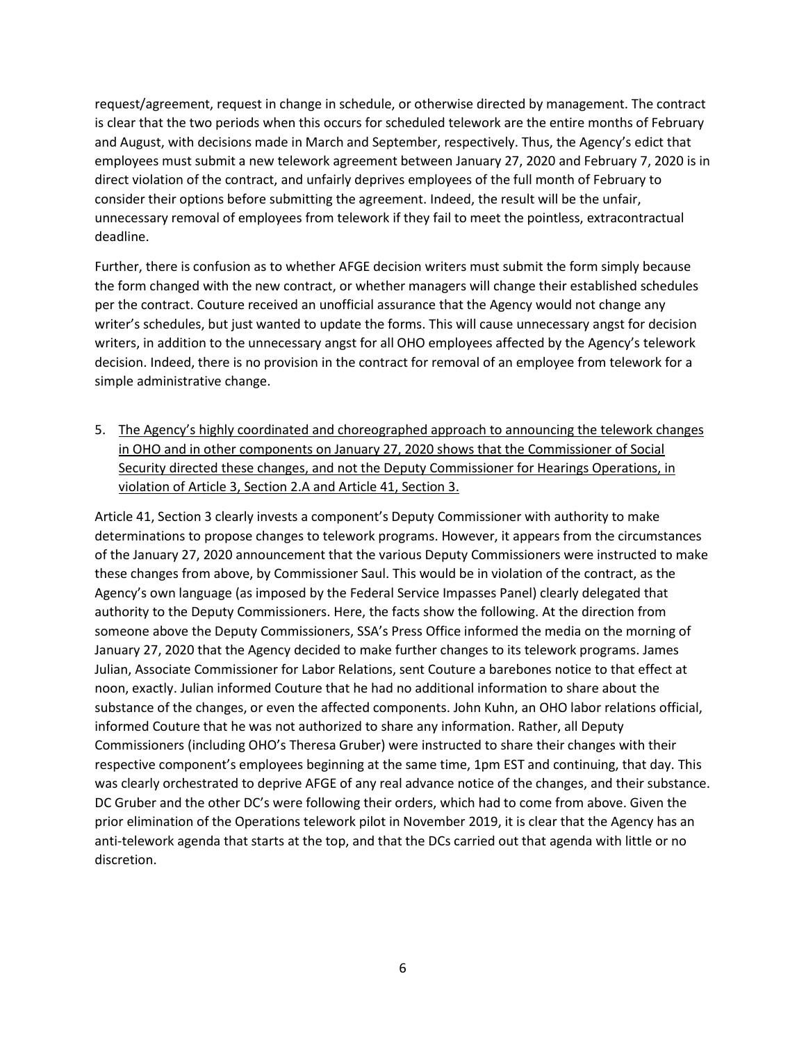request/agreement, request in change in schedule, or otherwise directed by management. The contract is clear that the two periods when this occurs for scheduled telework are the entire months of February and August, with decisions made in March and September, respectively. Thus, the Agency's edict that employees must submit a new telework agreement between January 27, 2020 and February 7, 2020 is in direct violation of the contract, and unfairly deprives employees of the full month of February to consider their options before submitting the agreement. Indeed, the result will be the unfair, unnecessary removal of employees from telework if they fail to meet the pointless, extracontractual deadline.

Further, there is confusion as to whether AFGE decision writers must submit the form simply because the form changed with the new contract, or whether managers will change their established schedules per the contract. Couture received an unofficial assurance that the Agency would not change any writer's schedules, but just wanted to update the forms. This will cause unnecessary angst for decision writers, in addition to the unnecessary angst for all OHO employees affected by the Agency's telework decision. Indeed, there is no provision in the contract for removal of an employee from telework for a simple administrative change.

5. <u>The Agency's highly coordinated and choreographed approach to announcing the telework changes in OHO and in other components on January 27, 2020 shows that the Commissioner of Social Security directed these changes, and not the Deputy Commissioner for Hearings Operations, in violation of Article 3, Section 2.A and Article 41, Section 3.</u>

Article 41, Section 3 clearly invests a component's Deputy Commissioner with authority to make determinations to propose changes to telework programs. However, it appears from the circumstances of the January 27, 2020 announcement that the various Deputy Commissioners were instructed to make these changes from above, by Commissioner Saul. This would be in violation of the contract, as the Agency's own language (as imposed by the Federal Service Impasses Panel) clearly delegated that authority to the Deputy Commissioners. Here, the facts show the following. At the direction from someone above the Deputy Commissioners, SSA's Press Office informed the media on the morning of January 27, 2020 that the Agency decided to make further changes to its telework programs. James Julian, Associate Commissioner for Labor Relations, sent Couture a barebones notice to that effect at noon, exactly. Julian informed Couture that he had no additional information to share about the substance of the changes, or even the affected components. John Kuhn, an OHO labor relations official, informed Couture that he was not authorized to share any information. Rather, all Deputy Commissioners (including OHO's Theresa Gruber) were instructed to share their changes with their respective component's employees beginning at the same time, 1pm EST and continuing, that day. This was clearly orchestrated to deprive AFGE of any real advance notice of the changes, and their substance. DC Gruber and the other DC's were following their orders, which had to come from above. Given the prior elimination of the Operations telework pilot in November 2019, it is clear that the Agency has an anti-telework agenda that starts at the top, and that the DCs carried out that agenda with little or no discretion.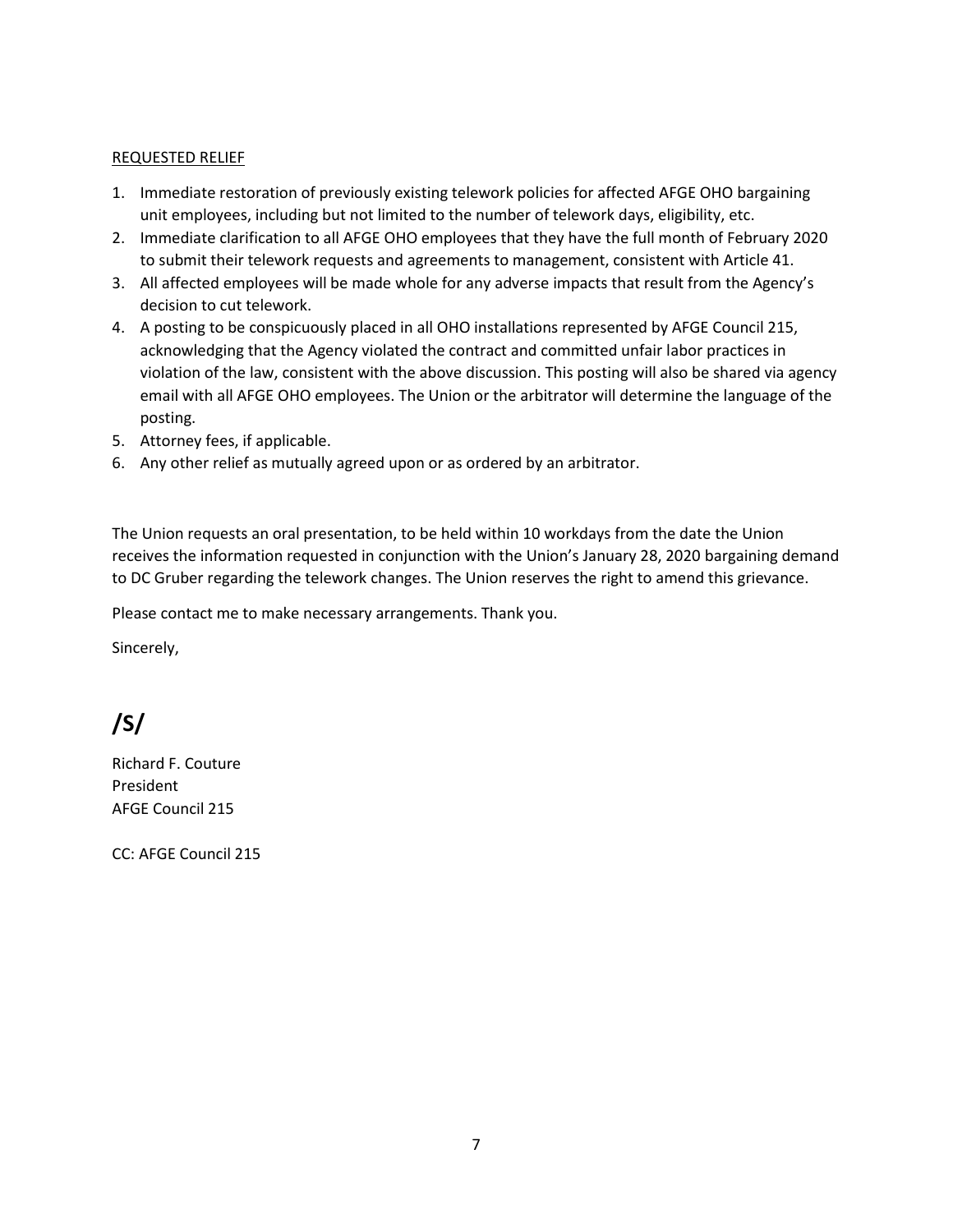REQUESTED RELIEF

1. Immediate restoration of previously existing telework policies for affected AFGE OHO bargaining unit employees, including but not limited to the number of telework days, eligibility, etc.
2. Immediate clarification to all AFGE OHO employees that they have the full month of February 2020 to submit their telework requests and agreements to management, consistent with Article 41.
3. All affected employees will be made whole for any adverse impacts that result from the Agency's decision to cut telework.
4. A posting to be conspicuously placed in all OHO installations represented by AFGE Council 215, acknowledging that the Agency violated the contract and committed unfair labor practices in violation of the law, consistent with the above discussion. This posting will also be shared via agency email with all AFGE OHO employees. The Union or the arbitrator will determine the language of the posting.
5. Attorney fees, if applicable.
6. Any other relief as mutually agreed upon or as ordered by an arbitrator.

The Union requests an oral presentation, to be held within 10 workdays from the date the Union receives the information requested in conjunction with the Union's January 28, 2020 bargaining demand to DC Gruber regarding the telework changes. The Union reserves the right to amend this grievance.

Please contact me to make necessary arrangements. Thank you.

Sincerely,

**/S/**

Richard F. Couture
President
AFGE Council 215

CC: AFGE Council 215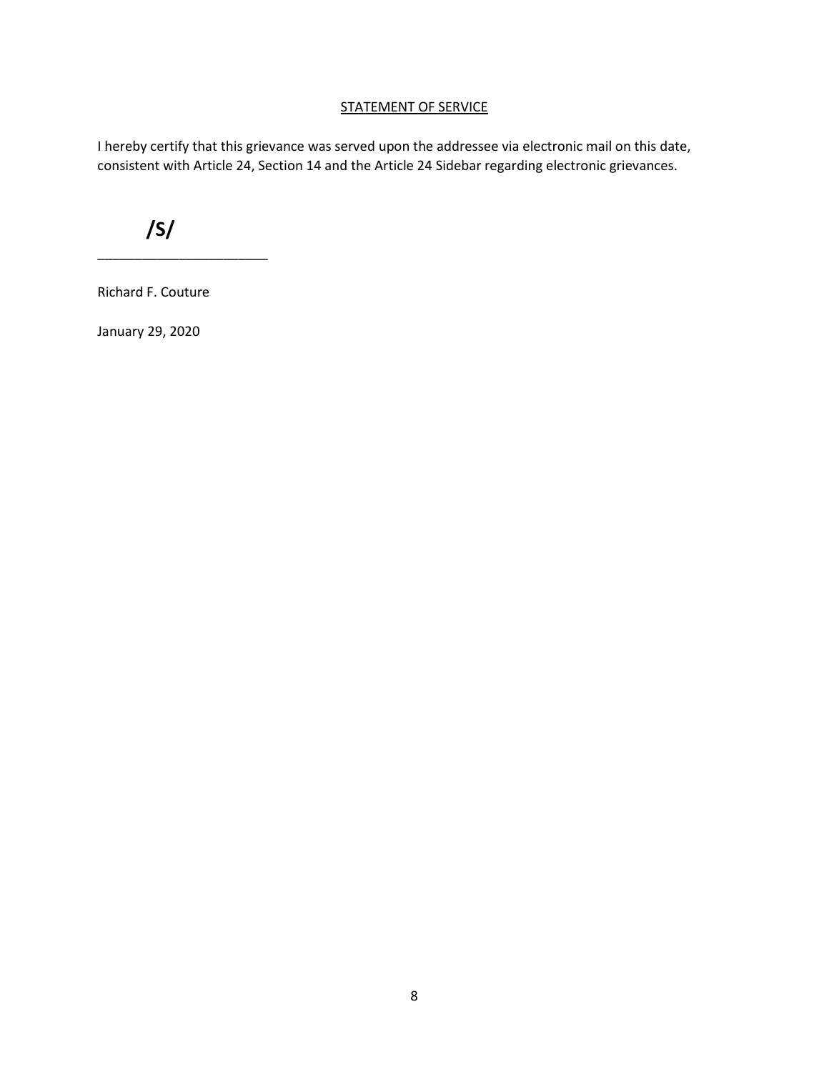STATEMENT OF SERVICE

I hereby certify that this grievance was served upon the addressee via electronic mail on this date, consistent with Article 24, Section 14 and the Article 24 Sidebar regarding electronic grievances.

**/S/**

______________________

Richard F. Couture

January 29, 2020